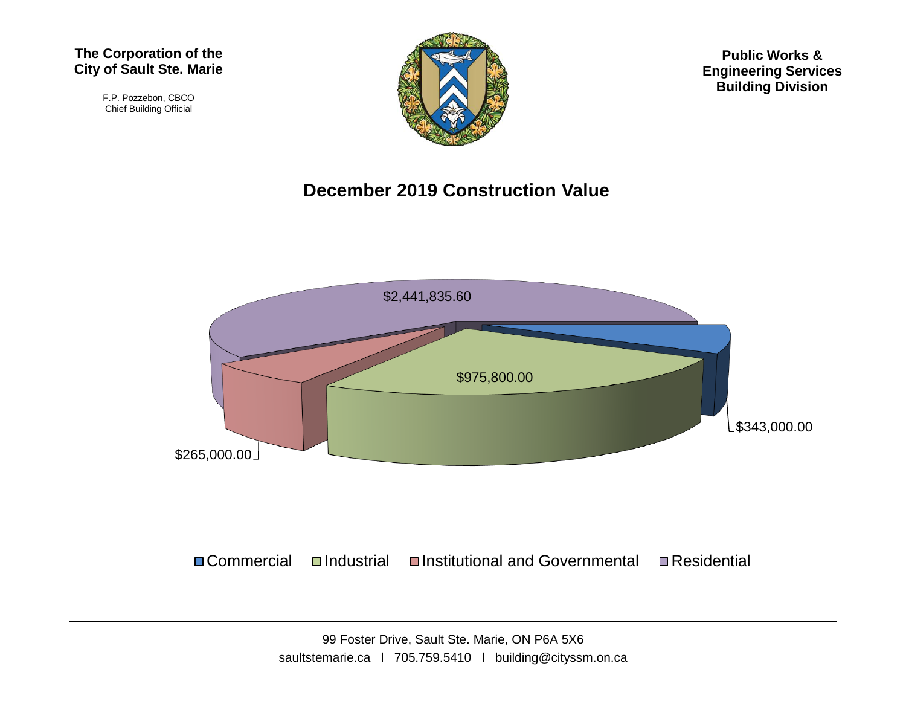**The Corporation of the City of Sault Ste. Marie**

F.P. Pozzebon, CBCO
Chief Building Official

**Public Works & Engineering Services Building Division**

## December 2019 Construction Value

| Category | Value |
| --- | --- |
| Commercial | $343,000.00 |
| Industrial | $975,800.00 |
| Institutional and Governmental | $265,000.00 |
| Residential | $2,441,835.60 |

99 Foster Drive, Sault Ste. Marie, ON P6A 5X6
saultstemarie.ca l 705.759.5410 l building@cityssm.on.ca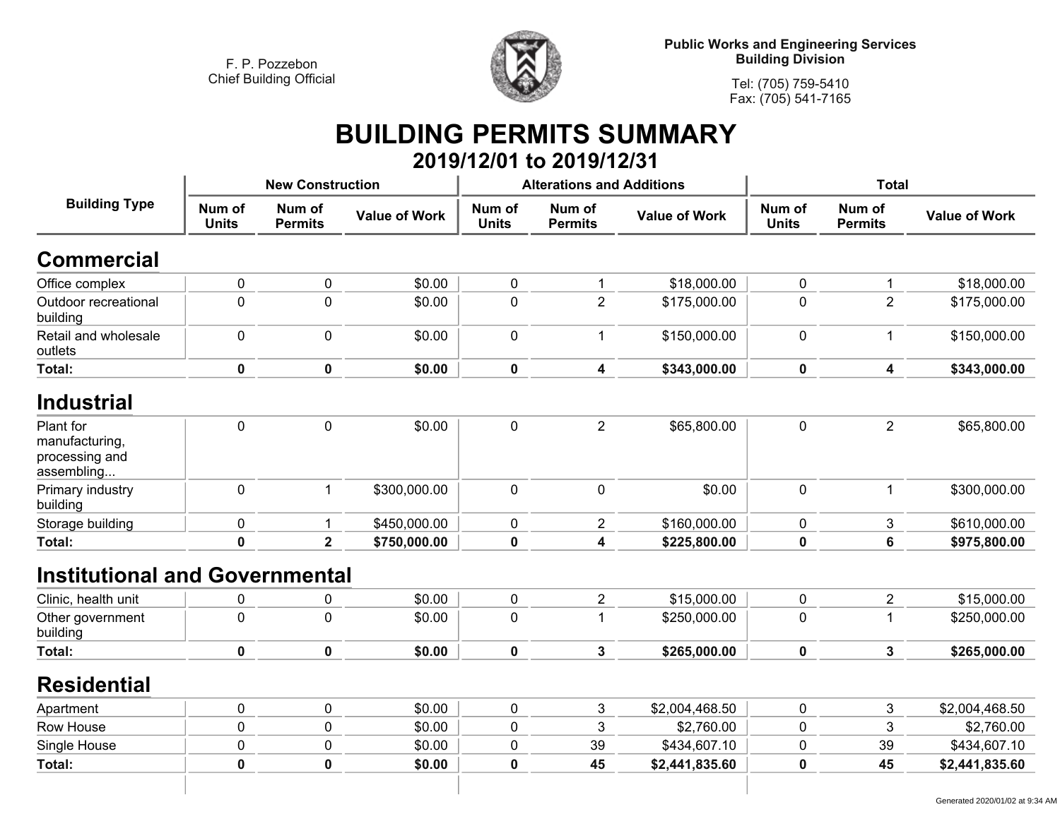F. P. Pozzebon
Chief Building Official

**Public Works and Engineering Services**
**Building Division**

Tel: (705) 759-5410
Fax: (705) 541-7165

# BUILDING PERMITS SUMMARY

## 2019/12/01 to 2019/12/31

| Building Type | New Construction | | | Alterations and Additions | | | Total | | |
|---|---|---|---|---|---|---|---|---|---|
| | Num of Units | Num of Permits | Value of Work | Num of Units | Num of Permits | Value of Work | Num of Units | Num of Permits | Value of Work |
| **Commercial** | | | | | | | | | |
| Office complex | 0 | 0 | $0.00 | 0 | 1 | $18,000.00 | 0 | 1 | $18,000.00 |
| Outdoor recreational building | 0 | 0 | $0.00 | 0 | 2 | $175,000.00 | 0 | 2 | $175,000.00 |
| Retail and wholesale outlets | 0 | 0 | $0.00 | 0 | 1 | $150,000.00 | 0 | 1 | $150,000.00 |
| **Total:** | **0** | **0** | **$0.00** | **0** | **4** | **$343,000.00** | **0** | **4** | **$343,000.00** |
| **Industrial** | | | | | | | | | |
| Plant for manufacturing, processing and assembling... | 0 | 0 | $0.00 | 0 | 2 | $65,800.00 | 0 | 2 | $65,800.00 |
| Primary industry building | 0 | 1 | $300,000.00 | 0 | 0 | $0.00 | 0 | 1 | $300,000.00 |
| Storage building | 0 | 1 | $450,000.00 | 0 | 2 | $160,000.00 | 0 | 3 | $610,000.00 |
| **Total:** | **0** | **2** | **$750,000.00** | **0** | **4** | **$225,800.00** | **0** | **6** | **$975,800.00** |
| **Institutional and Governmental** | | | | | | | | | |
| Clinic, health unit | 0 | 0 | $0.00 | 0 | 2 | $15,000.00 | 0 | 2 | $15,000.00 |
| Other government building | 0 | 0 | $0.00 | 0 | 1 | $250,000.00 | 0 | 1 | $250,000.00 |
| **Total:** | **0** | **0** | **$0.00** | **0** | **3** | **$265,000.00** | **0** | **3** | **$265,000.00** |
| **Residential** | | | | | | | | | |
| Apartment | 0 | 0 | $0.00 | 0 | 3 | $2,004,468.50 | 0 | 3 | $2,004,468.50 |
| Row House | 0 | 0 | $0.00 | 0 | 3 | $2,760.00 | 0 | 3 | $2,760.00 |
| Single House | 0 | 0 | $0.00 | 0 | 39 | $434,607.10 | 0 | 39 | $434,607.10 |
| **Total:** | **0** | **0** | **$0.00** | **0** | **45** | **$2,441,835.60** | **0** | **45** | **$2,441,835.60** |

Generated 2020/01/02 at 9:34 AM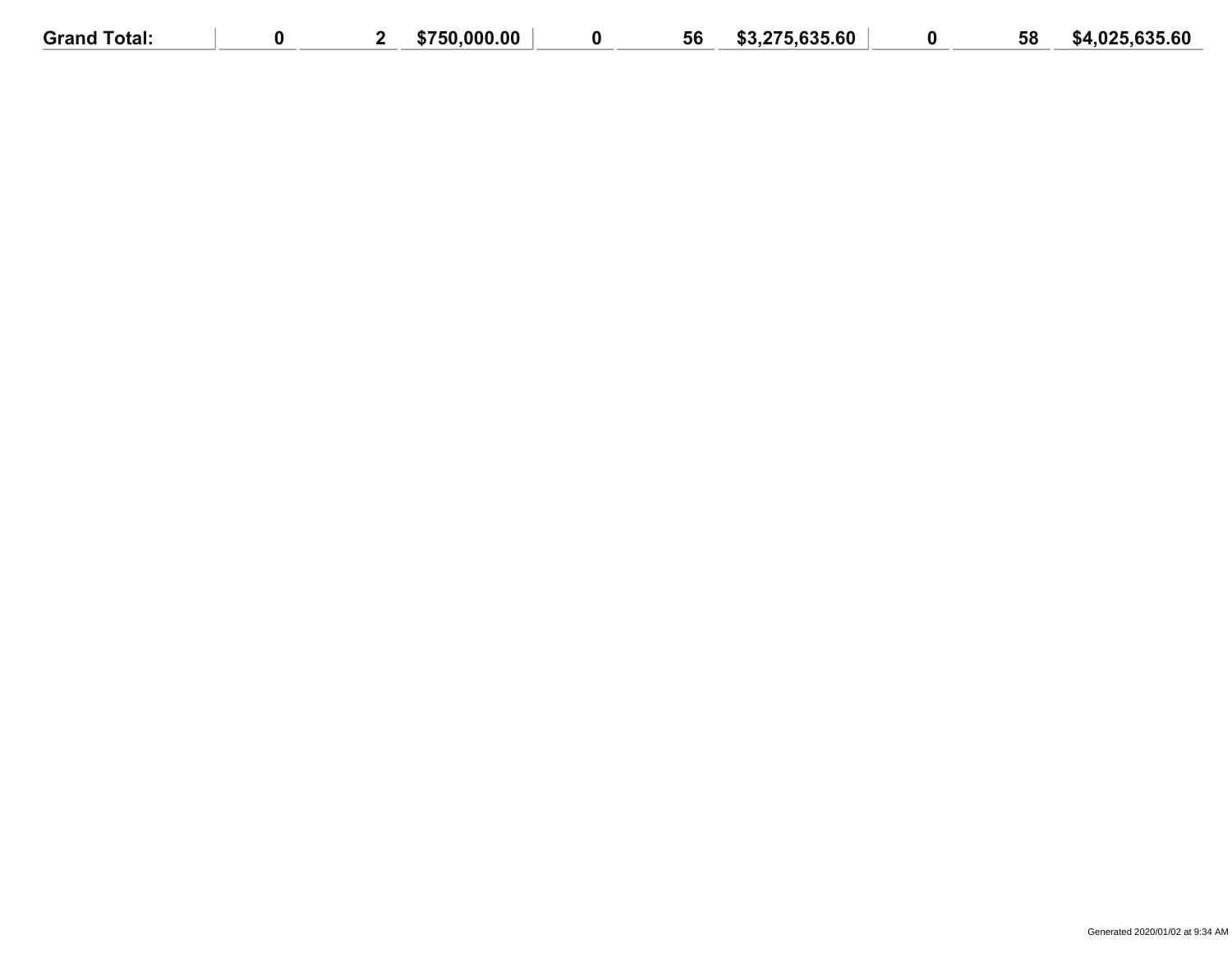| Grand Total: | 0 | 2 | $750,000.00 | 0 | 56 | $3,275,635.60 | 0 | 58 | $4,025,635.60 |
|---|---|---|---|---|---|---|---|---|---|

Generated 2020/01/02 at 9:34 AM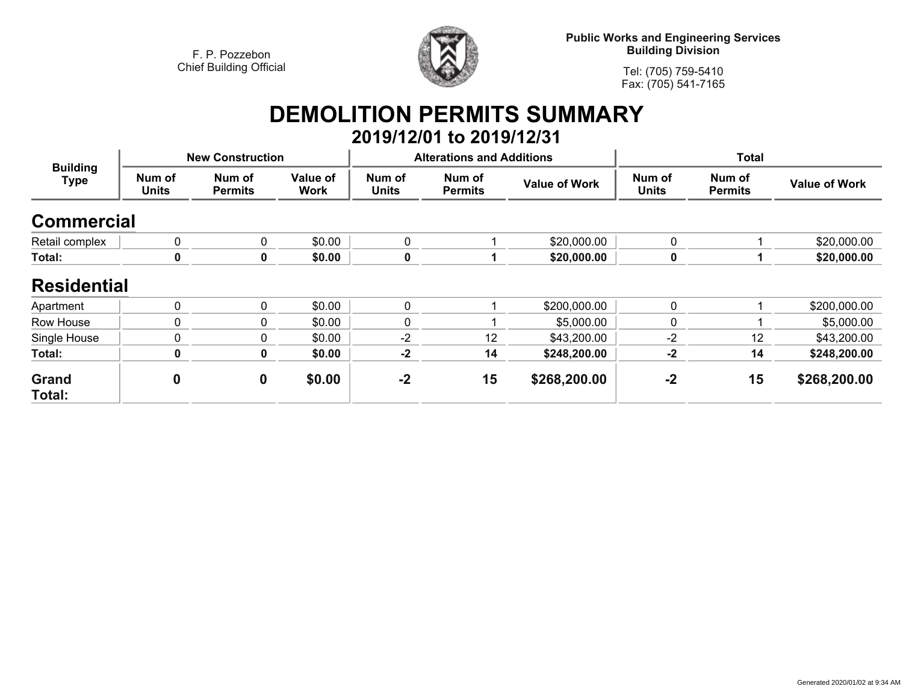F. P. Pozzebon
Chief Building Official

**Public Works and Engineering Services**
**Building Division**

Tel: (705) 759-5410
Fax: (705) 541-7165

# DEMOLITION PERMITS SUMMARY

## 2019/12/01 to 2019/12/31

| Building Type | New Construction | | | Alterations and Additions | | | Total | | |
|---|---|---|---|---|---|---|---|---|---|
| | Num of Units | Num of Permits | Value of Work | Num of Units | Num of Permits | Value of Work | Num of Units | Num of Permits | Value of Work |
| **Commercial** | | | | | | | | | |
| Retail complex | 0 | 0 | $0.00 | 0 | 1 | $20,000.00 | 0 | 1 | $20,000.00 |
| **Total:** | **0** | **0** | **$0.00** | **0** | **1** | **$20,000.00** | **0** | **1** | **$20,000.00** |
| **Residential** | | | | | | | | | |
| Apartment | 0 | 0 | $0.00 | 0 | 1 | $200,000.00 | 0 | 1 | $200,000.00 |
| Row House | 0 | 0 | $0.00 | 0 | 1 | $5,000.00 | 0 | 1 | $5,000.00 |
| Single House | 0 | 0 | $0.00 | -2 | 12 | $43,200.00 | -2 | 12 | $43,200.00 |
| **Total:** | **0** | **0** | **$0.00** | **-2** | **14** | **$248,200.00** | **-2** | **14** | **$248,200.00** |
| **Grand Total:** | **0** | **0** | **$0.00** | **-2** | **15** | **$268,200.00** | **-2** | **15** | **$268,200.00** |

Generated 2020/01/02 at 9:34 AM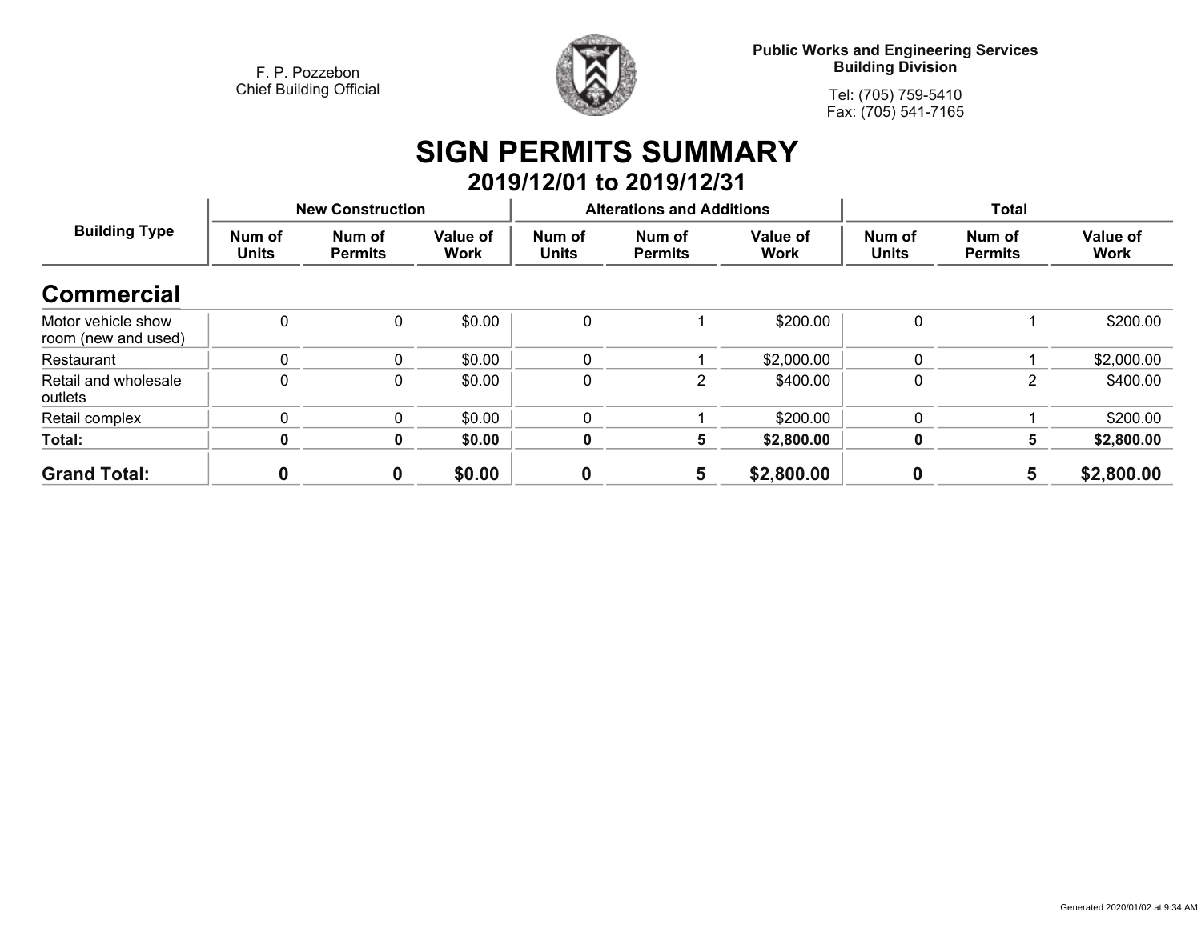F. P. Pozzebon
Chief Building Official

**Public Works and Engineering Services**
**Building Division**

Tel: (705) 759-5410
Fax: (705) 541-7165

# SIGN PERMITS SUMMARY

## 2019/12/01 to 2019/12/31

| Building Type | New Construction | | | Alterations and Additions | | | Total | | |
|---|---|---|---|---|---|---|---|---|---|
| | Num of Units | Num of Permits | Value of Work | Num of Units | Num of Permits | Value of Work | Num of Units | Num of Permits | Value of Work |
| **Commercial** | | | | | | | | | |
| Motor vehicle show room (new and used) | 0 | 0 | $0.00 | 0 | 1 | $200.00 | 0 | 1 | $200.00 |
| Restaurant | 0 | 0 | $0.00 | 0 | 1 | $2,000.00 | 0 | 1 | $2,000.00 |
| Retail and wholesale outlets | 0 | 0 | $0.00 | 0 | 2 | $400.00 | 0 | 2 | $400.00 |
| Retail complex | 0 | 0 | $0.00 | 0 | 1 | $200.00 | 0 | 1 | $200.00 |
| **Total:** | **0** | **0** | **$0.00** | **0** | **5** | **$2,800.00** | **0** | **5** | **$2,800.00** |
| **Grand Total:** | **0** | **0** | **$0.00** | **0** | **5** | **$2,800.00** | **0** | **5** | **$2,800.00** |

Generated 2020/01/02 at 9:34 AM